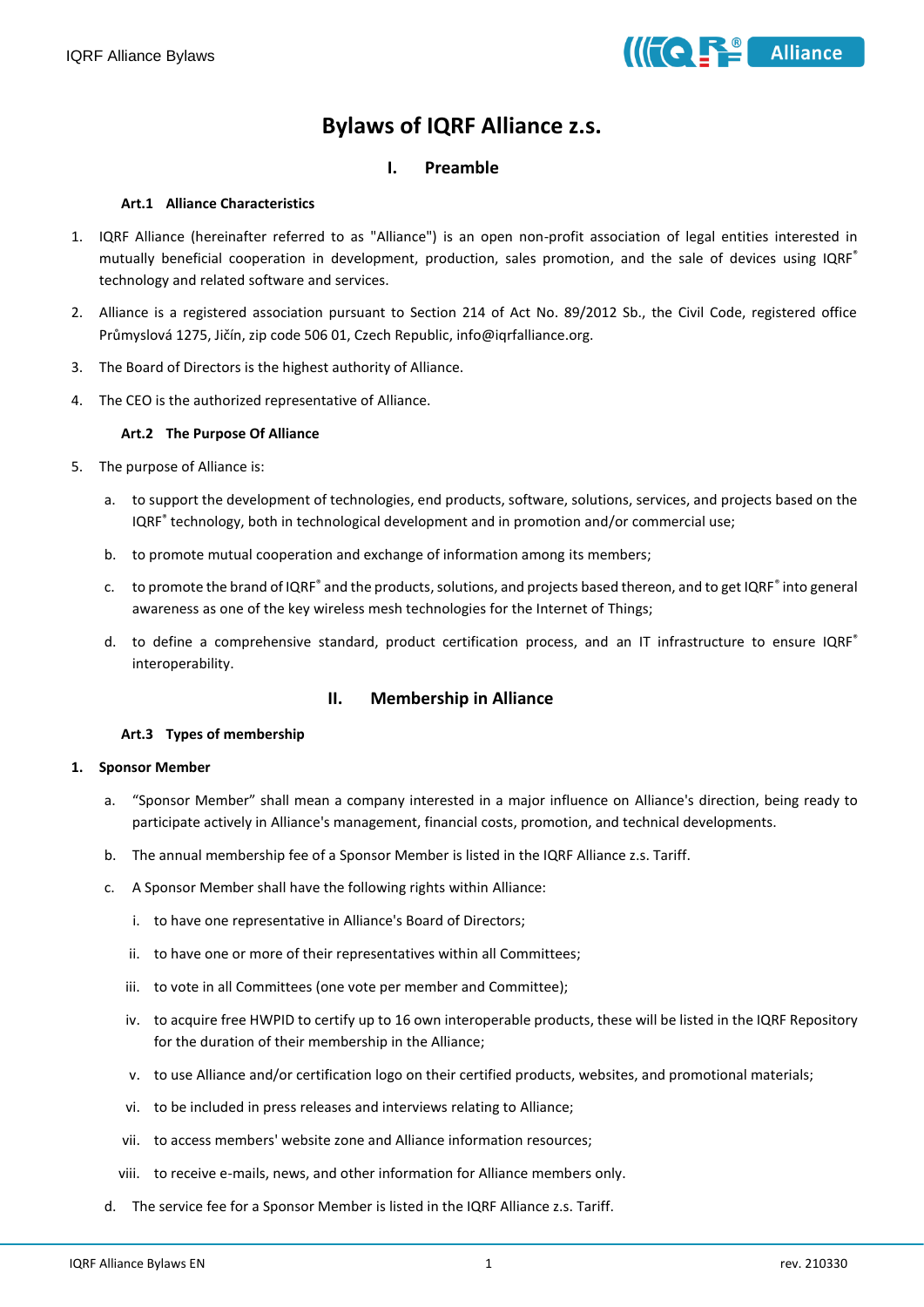# Bylaws of IQRF Alliance z.s.

## I. Preamble

### Art.1 Alliance Characteristics

1. IQRF Alliance (hereinafter referred to as "Alliance") is an open non-profit association of legal entities interested in mutually beneficial cooperation in development, production, sales promotion, and the sale of devices using IQRF® technology and related software and services.
2. Alliance is a registered association pursuant to Section 214 of Act No. 89/2012 Sb., the Civil Code, registered office Průmyslová 1275, Jičín, zip code 506 01, Czech Republic, info@iqrfalliance.org.
3. The Board of Directors is the highest authority of Alliance.
4. The CEO is the authorized representative of Alliance.

### Art.2 The Purpose Of Alliance

5. The purpose of Alliance is:
   a. to support the development of technologies, end products, software, solutions, services, and projects based on the IQRF® technology, both in technological development and in promotion and/or commercial use;
   b. to promote mutual cooperation and exchange of information among its members;
   c. to promote the brand of IQRF® and the products, solutions, and projects based thereon, and to get IQRF® into general awareness as one of the key wireless mesh technologies for the Internet of Things;
   d. to define a comprehensive standard, product certification process, and an IT infrastructure to ensure IQRF® interoperability.

## II. Membership in Alliance

### Art.3 Types of membership

1. **Sponsor Member**
   a. “Sponsor Member” shall mean a company interested in a major influence on Alliance's direction, being ready to participate actively in Alliance's management, financial costs, promotion, and technical developments.
   b. The annual membership fee of a Sponsor Member is listed in the IQRF Alliance z.s. Tariff.
   c. A Sponsor Member shall have the following rights within Alliance:
      i. to have one representative in Alliance's Board of Directors;
      ii. to have one or more of their representatives within all Committees;
      iii. to vote in all Committees (one vote per member and Committee);
      iv. to acquire free HWPID to certify up to 16 own interoperable products, these will be listed in the IQRF Repository for the duration of their membership in the Alliance;
      v. to use Alliance and/or certification logo on their certified products, websites, and promotional materials;
      vi. to be included in press releases and interviews relating to Alliance;
      vii. to access members' website zone and Alliance information resources;
      viii. to receive e-mails, news, and other information for Alliance members only.
   d. The service fee for a Sponsor Member is listed in the IQRF Alliance z.s. Tariff.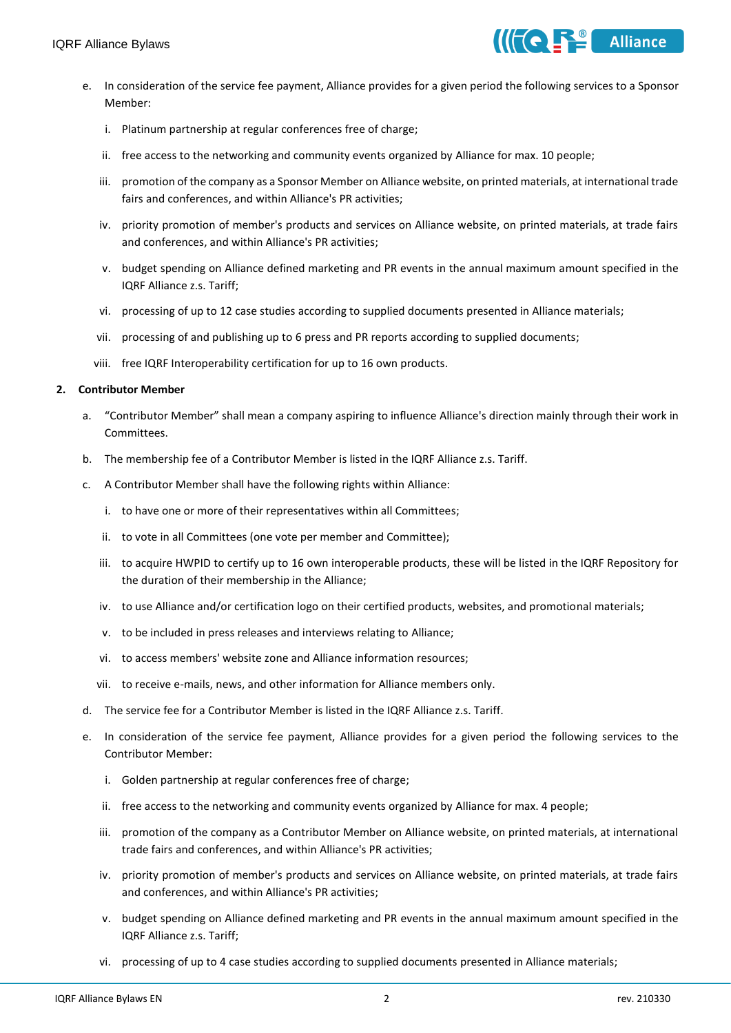e. In consideration of the service fee payment, Alliance provides for a given period the following services to a Sponsor Member:

   i. Platinum partnership at regular conferences free of charge;

   ii. free access to the networking and community events organized by Alliance for max. 10 people;

   iii. promotion of the company as a Sponsor Member on Alliance website, on printed materials, at international trade fairs and conferences, and within Alliance's PR activities;

   iv. priority promotion of member's products and services on Alliance website, on printed materials, at trade fairs and conferences, and within Alliance's PR activities;

   v. budget spending on Alliance defined marketing and PR events in the annual maximum amount specified in the IQRF Alliance z.s. Tariff;

   vi. processing of up to 12 case studies according to supplied documents presented in Alliance materials;

   vii. processing of and publishing up to 6 press and PR reports according to supplied documents;

   viii. free IQRF Interoperability certification for up to 16 own products.

**2. Contributor Member**

a. "Contributor Member" shall mean a company aspiring to influence Alliance's direction mainly through their work in Committees.

b. The membership fee of a Contributor Member is listed in the IQRF Alliance z.s. Tariff.

c. A Contributor Member shall have the following rights within Alliance:

   i. to have one or more of their representatives within all Committees;

   ii. to vote in all Committees (one vote per member and Committee);

   iii. to acquire HWPID to certify up to 16 own interoperable products, these will be listed in the IQRF Repository for the duration of their membership in the Alliance;

   iv. to use Alliance and/or certification logo on their certified products, websites, and promotional materials;

   v. to be included in press releases and interviews relating to Alliance;

   vi. to access members' website zone and Alliance information resources;

   vii. to receive e-mails, news, and other information for Alliance members only.

d. The service fee for a Contributor Member is listed in the IQRF Alliance z.s. Tariff.

e. In consideration of the service fee payment, Alliance provides for a given period the following services to the Contributor Member:

   i. Golden partnership at regular conferences free of charge;

   ii. free access to the networking and community events organized by Alliance for max. 4 people;

   iii. promotion of the company as a Contributor Member on Alliance website, on printed materials, at international trade fairs and conferences, and within Alliance's PR activities;

   iv. priority promotion of member's products and services on Alliance website, on printed materials, at trade fairs and conferences, and within Alliance's PR activities;

   v. budget spending on Alliance defined marketing and PR events in the annual maximum amount specified in the IQRF Alliance z.s. Tariff;

   vi. processing of up to 4 case studies according to supplied documents presented in Alliance materials;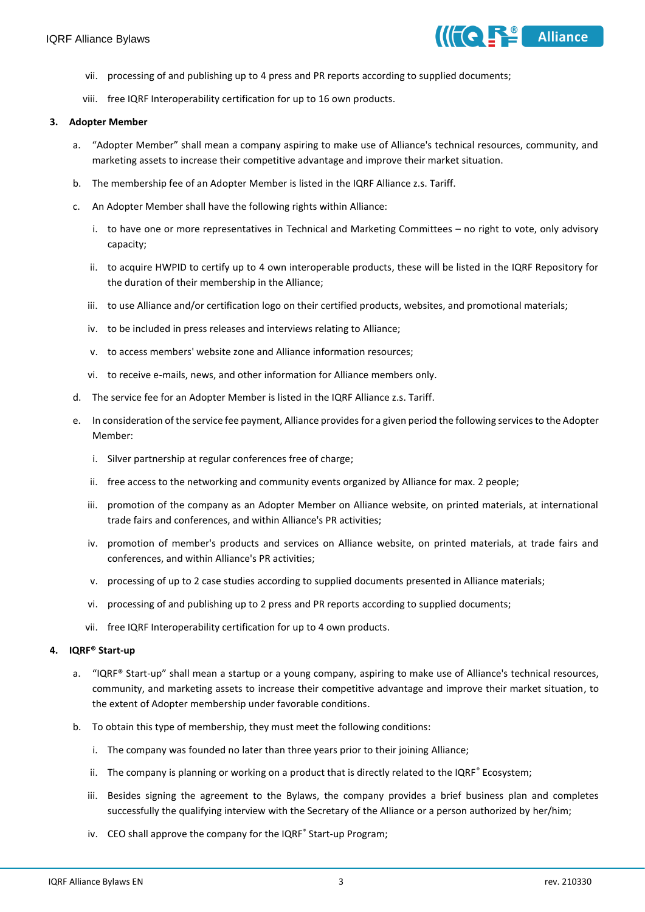vii. processing of and publishing up to 4 press and PR reports according to supplied documents;

viii. free IQRF Interoperability certification for up to 16 own products.

**3. Adopter Member**

a. “Adopter Member” shall mean a company aspiring to make use of Alliance's technical resources, community, and marketing assets to increase their competitive advantage and improve their market situation.

b. The membership fee of an Adopter Member is listed in the IQRF Alliance z.s. Tariff.

c. An Adopter Member shall have the following rights within Alliance:

i. to have one or more representatives in Technical and Marketing Committees – no right to vote, only advisory capacity;

ii. to acquire HWPID to certify up to 4 own interoperable products, these will be listed in the IQRF Repository for the duration of their membership in the Alliance;

iii. to use Alliance and/or certification logo on their certified products, websites, and promotional materials;

iv. to be included in press releases and interviews relating to Alliance;

v. to access members' website zone and Alliance information resources;

vi. to receive e-mails, news, and other information for Alliance members only.

d. The service fee for an Adopter Member is listed in the IQRF Alliance z.s. Tariff.

e. In consideration of the service fee payment, Alliance provides for a given period the following services to the Adopter Member:

i. Silver partnership at regular conferences free of charge;

ii. free access to the networking and community events organized by Alliance for max. 2 people;

iii. promotion of the company as an Adopter Member on Alliance website, on printed materials, at international trade fairs and conferences, and within Alliance's PR activities;

iv. promotion of member's products and services on Alliance website, on printed materials, at trade fairs and conferences, and within Alliance's PR activities;

v. processing of up to 2 case studies according to supplied documents presented in Alliance materials;

vi. processing of and publishing up to 2 press and PR reports according to supplied documents;

vii. free IQRF Interoperability certification for up to 4 own products.

**4. IQRF® Start-up**

a. “IQRF® Start-up” shall mean a startup or a young company, aspiring to make use of Alliance's technical resources, community, and marketing assets to increase their competitive advantage and improve their market situation, to the extent of Adopter membership under favorable conditions.

b. To obtain this type of membership, they must meet the following conditions:

i. The company was founded no later than three years prior to their joining Alliance;

ii. The company is planning or working on a product that is directly related to the IQRF® Ecosystem;

iii. Besides signing the agreement to the Bylaws, the company provides a brief business plan and completes successfully the qualifying interview with the Secretary of the Alliance or a person authorized by her/him;

iv. CEO shall approve the company for the IQRF® Start-up Program;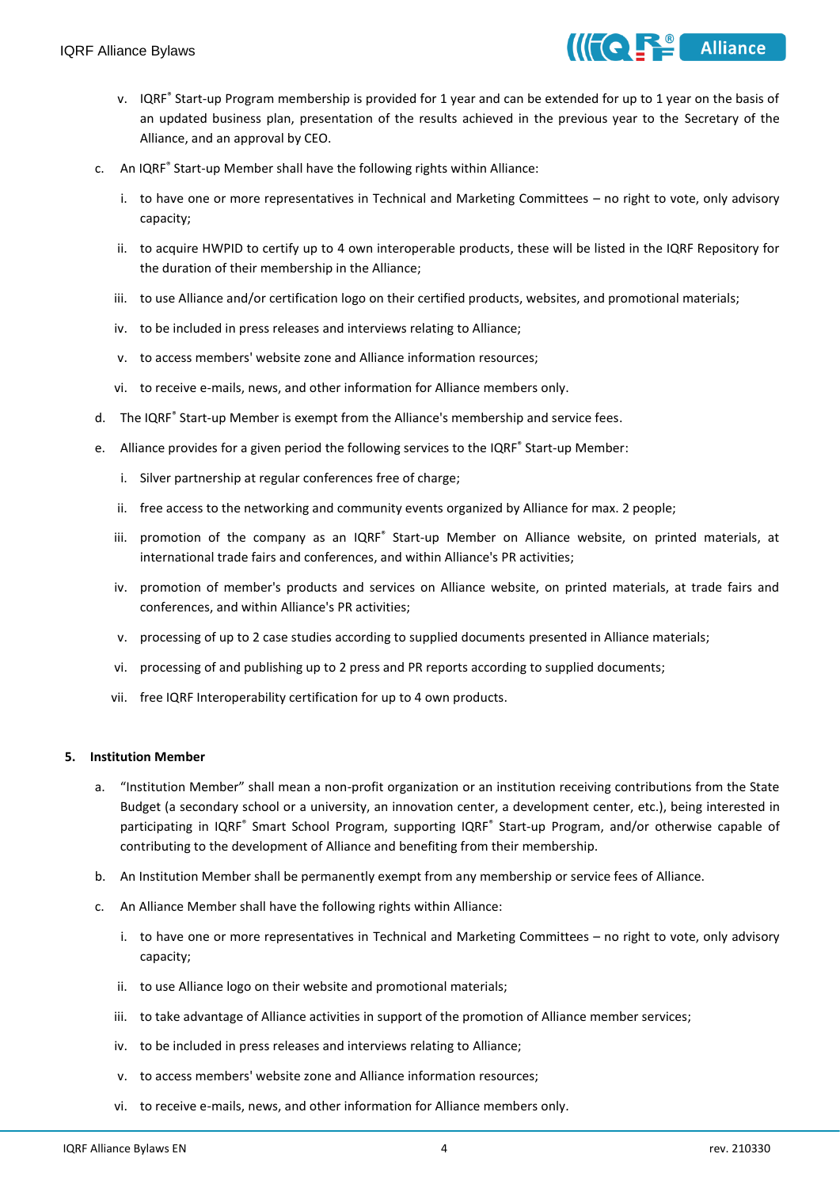v. IQRF® Start-up Program membership is provided for 1 year and can be extended for up to 1 year on the basis of an updated business plan, presentation of the results achieved in the previous year to the Secretary of the Alliance, and an approval by CEO.

c. An IQRF® Start-up Member shall have the following rights within Alliance:

   i. to have one or more representatives in Technical and Marketing Committees – no right to vote, only advisory capacity;

   ii. to acquire HWPID to certify up to 4 own interoperable products, these will be listed in the IQRF Repository for the duration of their membership in the Alliance;

   iii. to use Alliance and/or certification logo on their certified products, websites, and promotional materials;

   iv. to be included in press releases and interviews relating to Alliance;

   v. to access members' website zone and Alliance information resources;

   vi. to receive e-mails, news, and other information for Alliance members only.

d. The IQRF® Start-up Member is exempt from the Alliance's membership and service fees.

e. Alliance provides for a given period the following services to the IQRF® Start-up Member:

   i. Silver partnership at regular conferences free of charge;

   ii. free access to the networking and community events organized by Alliance for max. 2 people;

   iii. promotion of the company as an IQRF® Start-up Member on Alliance website, on printed materials, at international trade fairs and conferences, and within Alliance's PR activities;

   iv. promotion of member's products and services on Alliance website, on printed materials, at trade fairs and conferences, and within Alliance's PR activities;

   v. processing of up to 2 case studies according to supplied documents presented in Alliance materials;

   vi. processing of and publishing up to 2 press and PR reports according to supplied documents;

   vii. free IQRF Interoperability certification for up to 4 own products.

**5. Institution Member**

a. "Institution Member" shall mean a non-profit organization or an institution receiving contributions from the State Budget (a secondary school or a university, an innovation center, a development center, etc.), being interested in participating in IQRF® Smart School Program, supporting IQRF® Start-up Program, and/or otherwise capable of contributing to the development of Alliance and benefiting from their membership.

b. An Institution Member shall be permanently exempt from any membership or service fees of Alliance.

c. An Alliance Member shall have the following rights within Alliance:

   i. to have one or more representatives in Technical and Marketing Committees – no right to vote, only advisory capacity;

   ii. to use Alliance logo on their website and promotional materials;

   iii. to take advantage of Alliance activities in support of the promotion of Alliance member services;

   iv. to be included in press releases and interviews relating to Alliance;

   v. to access members' website zone and Alliance information resources;

   vi. to receive e-mails, news, and other information for Alliance members only.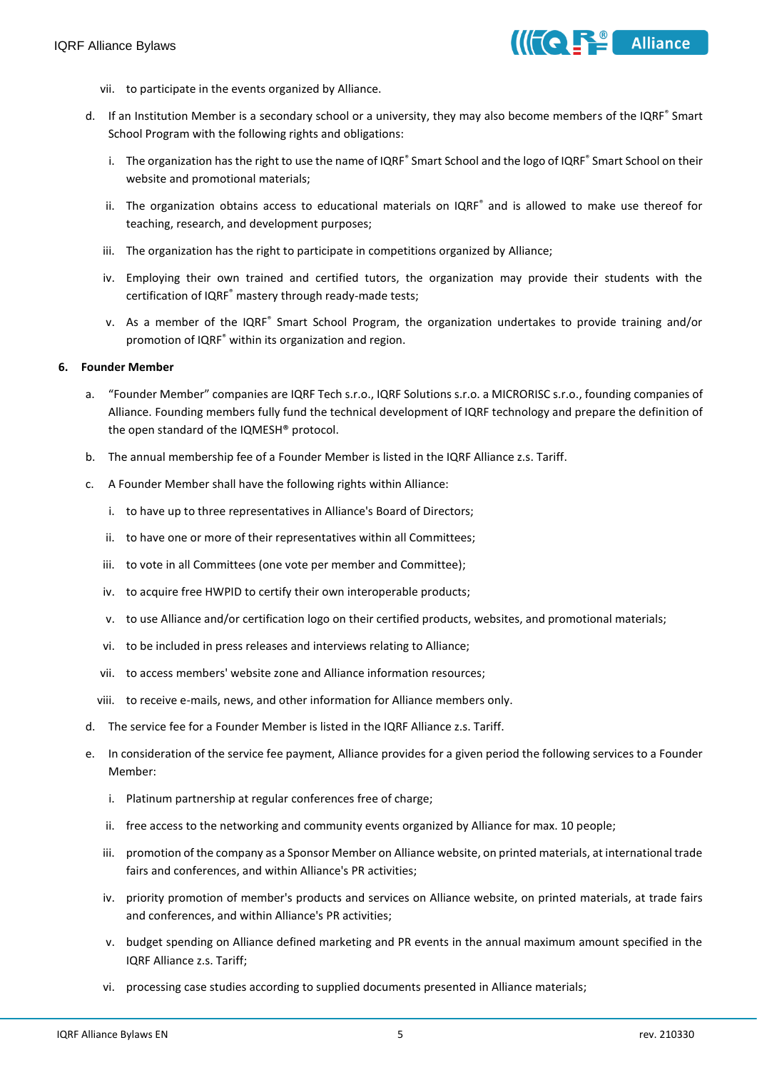vii. to participate in the events organized by Alliance.

d. If an Institution Member is a secondary school or a university, they may also become members of the IQRF® Smart School Program with the following rights and obligations:

   i. The organization has the right to use the name of IQRF® Smart School and the logo of IQRF® Smart School on their website and promotional materials;

   ii. The organization obtains access to educational materials on IQRF® and is allowed to make use thereof for teaching, research, and development purposes;

   iii. The organization has the right to participate in competitions organized by Alliance;

   iv. Employing their own trained and certified tutors, the organization may provide their students with the certification of IQRF® mastery through ready-made tests;

   v. As a member of the IQRF® Smart School Program, the organization undertakes to provide training and/or promotion of IQRF® within its organization and region.

**6. Founder Member**

a. “Founder Member” companies are IQRF Tech s.r.o., IQRF Solutions s.r.o. a MICRORISC s.r.o., founding companies of Alliance. Founding members fully fund the technical development of IQRF technology and prepare the definition of the open standard of the IQMESH® protocol.

b. The annual membership fee of a Founder Member is listed in the IQRF Alliance z.s. Tariff.

c. A Founder Member shall have the following rights within Alliance:

   i. to have up to three representatives in Alliance's Board of Directors;

   ii. to have one or more of their representatives within all Committees;

   iii. to vote in all Committees (one vote per member and Committee);

   iv. to acquire free HWPID to certify their own interoperable products;

   v. to use Alliance and/or certification logo on their certified products, websites, and promotional materials;

   vi. to be included in press releases and interviews relating to Alliance;

   vii. to access members' website zone and Alliance information resources;

   viii. to receive e-mails, news, and other information for Alliance members only.

d. The service fee for a Founder Member is listed in the IQRF Alliance z.s. Tariff.

e. In consideration of the service fee payment, Alliance provides for a given period the following services to a Founder Member:

   i. Platinum partnership at regular conferences free of charge;

   ii. free access to the networking and community events organized by Alliance for max. 10 people;

   iii. promotion of the company as a Sponsor Member on Alliance website, on printed materials, at international trade fairs and conferences, and within Alliance's PR activities;

   iv. priority promotion of member's products and services on Alliance website, on printed materials, at trade fairs and conferences, and within Alliance's PR activities;

   v. budget spending on Alliance defined marketing and PR events in the annual maximum amount specified in the IQRF Alliance z.s. Tariff;

   vi. processing case studies according to supplied documents presented in Alliance materials;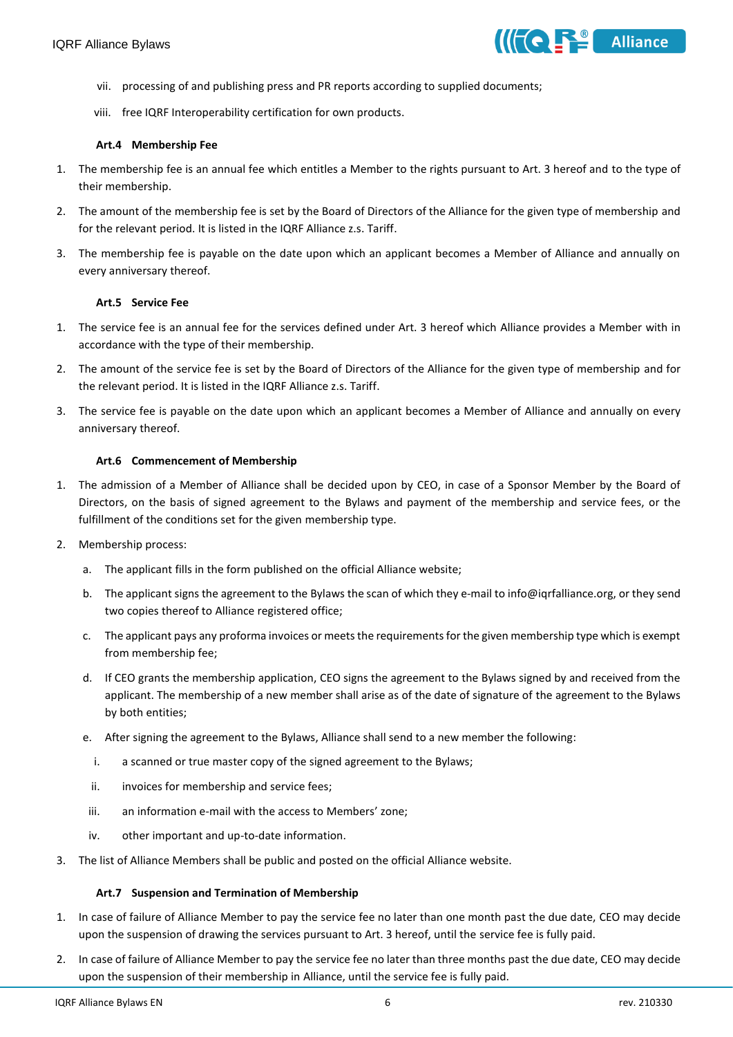vii. processing of and publishing press and PR reports according to supplied documents;

viii. free IQRF Interoperability certification for own products.

### Art.4 Membership Fee

1. The membership fee is an annual fee which entitles a Member to the rights pursuant to Art. 3 hereof and to the type of their membership.
2. The amount of the membership fee is set by the Board of Directors of the Alliance for the given type of membership and for the relevant period. It is listed in the IQRF Alliance z.s. Tariff.
3. The membership fee is payable on the date upon which an applicant becomes a Member of Alliance and annually on every anniversary thereof.

### Art.5 Service Fee

1. The service fee is an annual fee for the services defined under Art. 3 hereof which Alliance provides a Member with in accordance with the type of their membership.
2. The amount of the service fee is set by the Board of Directors of the Alliance for the given type of membership and for the relevant period. It is listed in the IQRF Alliance z.s. Tariff.
3. The service fee is payable on the date upon which an applicant becomes a Member of Alliance and annually on every anniversary thereof.

### Art.6 Commencement of Membership

1. The admission of a Member of Alliance shall be decided upon by CEO, in case of a Sponsor Member by the Board of Directors, on the basis of signed agreement to the Bylaws and payment of the membership and service fees, or the fulfillment of the conditions set for the given membership type.
2. Membership process:
   a. The applicant fills in the form published on the official Alliance website;
   b. The applicant signs the agreement to the Bylaws the scan of which they e-mail to info@iqrfalliance.org, or they send two copies thereof to Alliance registered office;
   c. The applicant pays any proforma invoices or meets the requirements for the given membership type which is exempt from membership fee;
   d. If CEO grants the membership application, CEO signs the agreement to the Bylaws signed by and received from the applicant. The membership of a new member shall arise as of the date of signature of the agreement to the Bylaws by both entities;
   e. After signing the agreement to the Bylaws, Alliance shall send to a new member the following:
      i. a scanned or true master copy of the signed agreement to the Bylaws;
      ii. invoices for membership and service fees;
      iii. an information e-mail with the access to Members' zone;
      iv. other important and up-to-date information.
3. The list of Alliance Members shall be public and posted on the official Alliance website.

### Art.7 Suspension and Termination of Membership

1. In case of failure of Alliance Member to pay the service fee no later than one month past the due date, CEO may decide upon the suspension of drawing the services pursuant to Art. 3 hereof, until the service fee is fully paid.
2. In case of failure of Alliance Member to pay the service fee no later than three months past the due date, CEO may decide upon the suspension of their membership in Alliance, until the service fee is fully paid.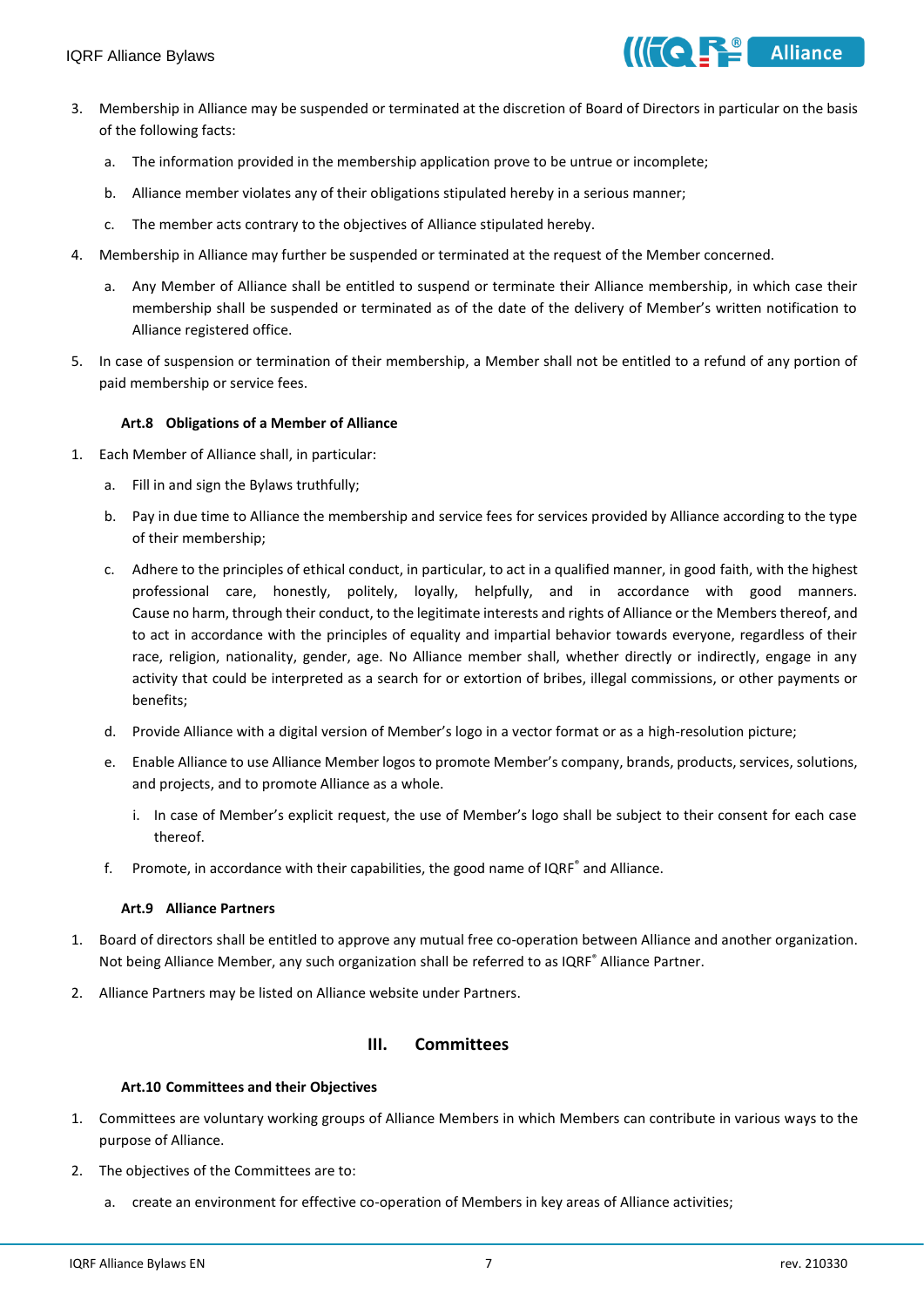3. Membership in Alliance may be suspended or terminated at the discretion of Board of Directors in particular on the basis of the following facts:
   a. The information provided in the membership application prove to be untrue or incomplete;
   b. Alliance member violates any of their obligations stipulated hereby in a serious manner;
   c. The member acts contrary to the objectives of Alliance stipulated hereby.
4. Membership in Alliance may further be suspended or terminated at the request of the Member concerned.
   a. Any Member of Alliance shall be entitled to suspend or terminate their Alliance membership, in which case their membership shall be suspended or terminated as of the date of the delivery of Member's written notification to Alliance registered office.
5. In case of suspension or termination of their membership, a Member shall not be entitled to a refund of any portion of paid membership or service fees.

#### Art.8 Obligations of a Member of Alliance

1. Each Member of Alliance shall, in particular:
   a. Fill in and sign the Bylaws truthfully;
   b. Pay in due time to Alliance the membership and service fees for services provided by Alliance according to the type of their membership;
   c. Adhere to the principles of ethical conduct, in particular, to act in a qualified manner, in good faith, with the highest professional care, honestly, politely, loyally, helpfully, and in accordance with good manners. Cause no harm, through their conduct, to the legitimate interests and rights of Alliance or the Members thereof, and to act in accordance with the principles of equality and impartial behavior towards everyone, regardless of their race, religion, nationality, gender, age. No Alliance member shall, whether directly or indirectly, engage in any activity that could be interpreted as a search for or extortion of bribes, illegal commissions, or other payments or benefits;
   d. Provide Alliance with a digital version of Member's logo in a vector format or as a high-resolution picture;
   e. Enable Alliance to use Alliance Member logos to promote Member's company, brands, products, services, solutions, and projects, and to promote Alliance as a whole.
      i. In case of Member's explicit request, the use of Member's logo shall be subject to their consent for each case thereof.
   f. Promote, in accordance with their capabilities, the good name of IQRF® and Alliance.

#### Art.9 Alliance Partners

1. Board of directors shall be entitled to approve any mutual free co-operation between Alliance and another organization. Not being Alliance Member, any such organization shall be referred to as IQRF® Alliance Partner.
2. Alliance Partners may be listed on Alliance website under Partners.

## III. Committees

#### Art.10 Committees and their Objectives

1. Committees are voluntary working groups of Alliance Members in which Members can contribute in various ways to the purpose of Alliance.
2. The objectives of the Committees are to:
   a. create an environment for effective co-operation of Members in key areas of Alliance activities;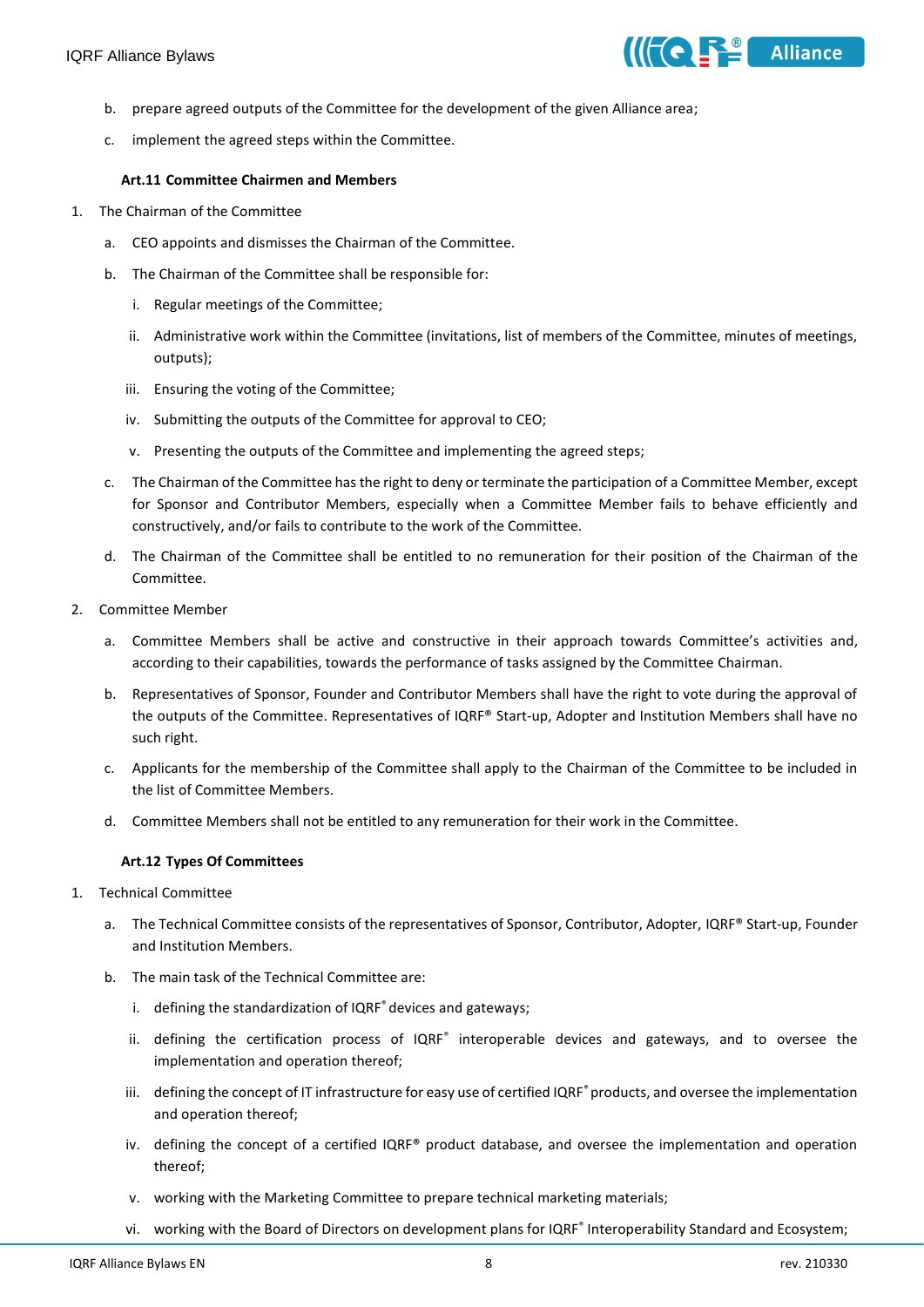b. prepare agreed outputs of the Committee for the development of the given Alliance area;

c. implement the agreed steps within the Committee.

**Art.11 Committee Chairmen and Members**

1. The Chairman of the Committee

   a. CEO appoints and dismisses the Chairman of the Committee.

   b. The Chairman of the Committee shall be responsible for:

      i. Regular meetings of the Committee;

      ii. Administrative work within the Committee (invitations, list of members of the Committee, minutes of meetings, outputs);

      iii. Ensuring the voting of the Committee;

      iv. Submitting the outputs of the Committee for approval to CEO;

      v. Presenting the outputs of the Committee and implementing the agreed steps;

   c. The Chairman of the Committee has the right to deny or terminate the participation of a Committee Member, except for Sponsor and Contributor Members, especially when a Committee Member fails to behave efficiently and constructively, and/or fails to contribute to the work of the Committee.

   d. The Chairman of the Committee shall be entitled to no remuneration for their position of the Chairman of the Committee.

2. Committee Member

   a. Committee Members shall be active and constructive in their approach towards Committee's activities and, according to their capabilities, towards the performance of tasks assigned by the Committee Chairman.

   b. Representatives of Sponsor, Founder and Contributor Members shall have the right to vote during the approval of the outputs of the Committee. Representatives of IQRF® Start-up, Adopter and Institution Members shall have no such right.

   c. Applicants for the membership of the Committee shall apply to the Chairman of the Committee to be included in the list of Committee Members.

   d. Committee Members shall not be entitled to any remuneration for their work in the Committee.

**Art.12 Types Of Committees**

1. Technical Committee

   a. The Technical Committee consists of the representatives of Sponsor, Contributor, Adopter, IQRF® Start-up, Founder and Institution Members.

   b. The main task of the Technical Committee are:

      i. defining the standardization of IQRF® devices and gateways;

      ii. defining the certification process of IQRF® interoperable devices and gateways, and to oversee the implementation and operation thereof;

      iii. defining the concept of IT infrastructure for easy use of certified IQRF® products, and oversee the implementation and operation thereof;

      iv. defining the concept of a certified IQRF® product database, and oversee the implementation and operation thereof;

      v. working with the Marketing Committee to prepare technical marketing materials;

      vi. working with the Board of Directors on development plans for IQRF® Interoperability Standard and Ecosystem;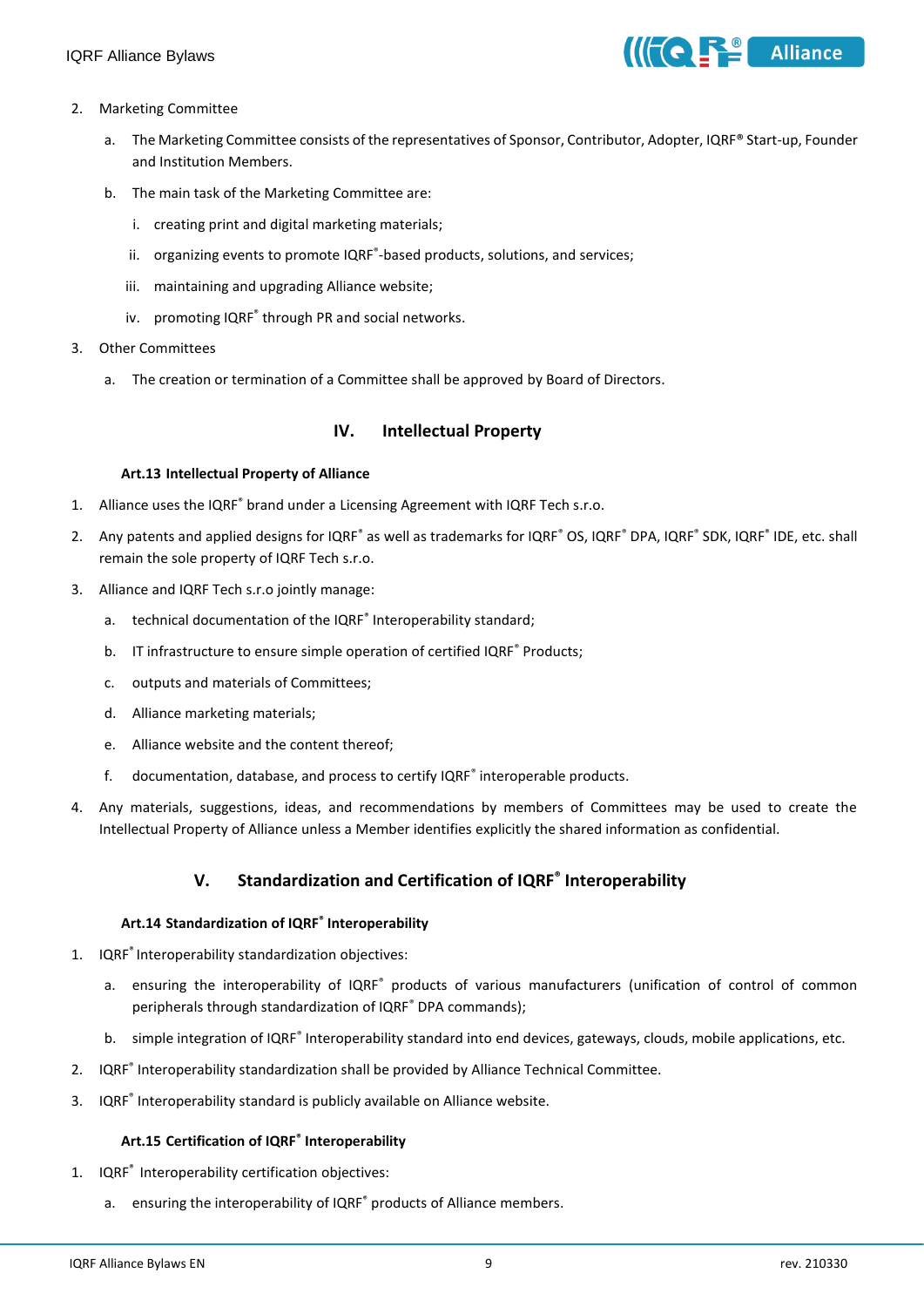2. Marketing Committee

   a. The Marketing Committee consists of the representatives of Sponsor, Contributor, Adopter, IQRF® Start-up, Founder and Institution Members.

   b. The main task of the Marketing Committee are:

      i. creating print and digital marketing materials;

      ii. organizing events to promote IQRF®-based products, solutions, and services;

      iii. maintaining and upgrading Alliance website;

      iv. promoting IQRF® through PR and social networks.

3. Other Committees

   a. The creation or termination of a Committee shall be approved by Board of Directors.

## IV. Intellectual Property

### Art.13 Intellectual Property of Alliance

1. Alliance uses the IQRF® brand under a Licensing Agreement with IQRF Tech s.r.o.

2. Any patents and applied designs for IQRF® as well as trademarks for IQRF® OS, IQRF® DPA, IQRF® SDK, IQRF® IDE, etc. shall remain the sole property of IQRF Tech s.r.o.

3. Alliance and IQRF Tech s.r.o jointly manage:

   a. technical documentation of the IQRF® Interoperability standard;

   b. IT infrastructure to ensure simple operation of certified IQRF® Products;

   c. outputs and materials of Committees;

   d. Alliance marketing materials;

   e. Alliance website and the content thereof;

   f. documentation, database, and process to certify IQRF® interoperable products.

4. Any materials, suggestions, ideas, and recommendations by members of Committees may be used to create the Intellectual Property of Alliance unless a Member identifies explicitly the shared information as confidential.

## V. Standardization and Certification of IQRF® Interoperability

### Art.14 Standardization of IQRF® Interoperability

1. IQRF® Interoperability standardization objectives:

   a. ensuring the interoperability of IQRF® products of various manufacturers (unification of control of common peripherals through standardization of IQRF® DPA commands);

   b. simple integration of IQRF® Interoperability standard into end devices, gateways, clouds, mobile applications, etc.

2. IQRF® Interoperability standardization shall be provided by Alliance Technical Committee.

3. IQRF® Interoperability standard is publicly available on Alliance website.

### Art.15 Certification of IQRF® Interoperability

1. IQRF® Interoperability certification objectives:

   a. ensuring the interoperability of IQRF® products of Alliance members.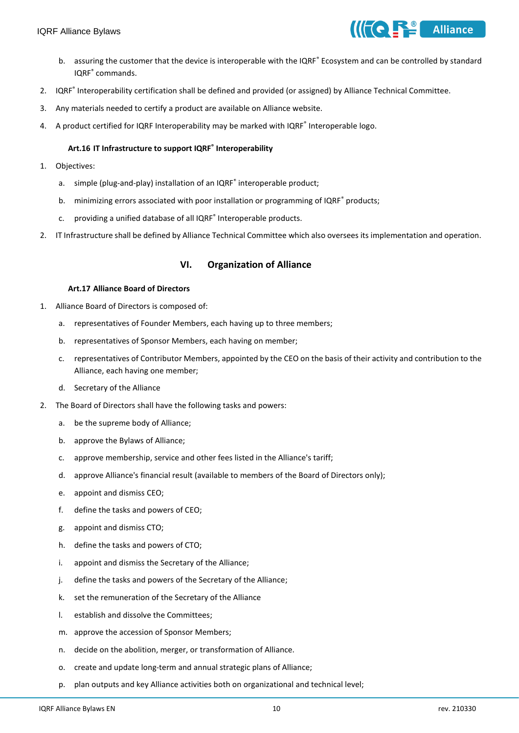b. assuring the customer that the device is interoperable with the IQRF® Ecosystem and can be controlled by standard IQRF® commands.

2. IQRF® Interoperability certification shall be defined and provided (or assigned) by Alliance Technical Committee.
3. Any materials needed to certify a product are available on Alliance website.
4. A product certified for IQRF Interoperability may be marked with IQRF® Interoperable logo.

#### Art.16 IT Infrastructure to support IQRF® Interoperability

1. Objectives:
   a. simple (plug-and-play) installation of an IQRF® interoperable product;
   b. minimizing errors associated with poor installation or programming of IQRF® products;
   c. providing a unified database of all IQRF® Interoperable products.
2. IT Infrastructure shall be defined by Alliance Technical Committee which also oversees its implementation and operation.

## VI. Organization of Alliance

#### Art.17 Alliance Board of Directors

1. Alliance Board of Directors is composed of:
   a. representatives of Founder Members, each having up to three members;
   b. representatives of Sponsor Members, each having on member;
   c. representatives of Contributor Members, appointed by the CEO on the basis of their activity and contribution to the Alliance, each having one member;
   d. Secretary of the Alliance
2. The Board of Directors shall have the following tasks and powers:
   a. be the supreme body of Alliance;
   b. approve the Bylaws of Alliance;
   c. approve membership, service and other fees listed in the Alliance's tariff;
   d. approve Alliance's financial result (available to members of the Board of Directors only);
   e. appoint and dismiss CEO;
   f. define the tasks and powers of CEO;
   g. appoint and dismiss CTO;
   h. define the tasks and powers of CTO;
   i. appoint and dismiss the Secretary of the Alliance;
   j. define the tasks and powers of the Secretary of the Alliance;
   k. set the remuneration of the Secretary of the Alliance
   l. establish and dissolve the Committees;
   m. approve the accession of Sponsor Members;
   n. decide on the abolition, merger, or transformation of Alliance.
   o. create and update long-term and annual strategic plans of Alliance;
   p. plan outputs and key Alliance activities both on organizational and technical level;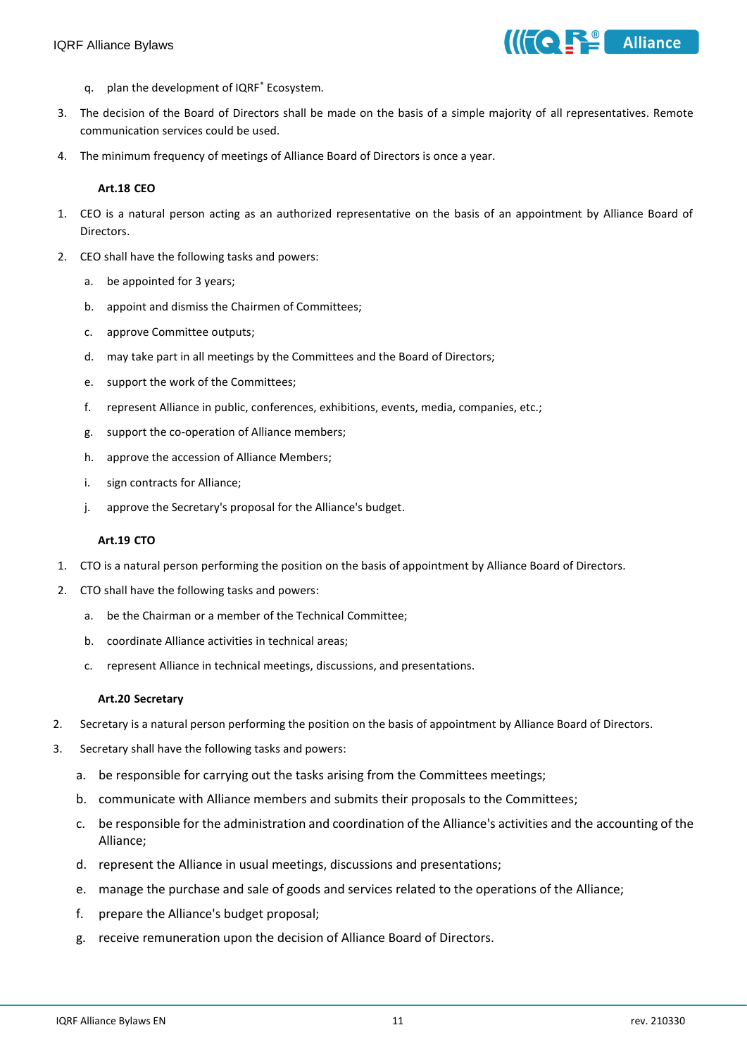q. plan the development of IQRF® Ecosystem.

3. The decision of the Board of Directors shall be made on the basis of a simple majority of all representatives. Remote communication services could be used.
4. The minimum frequency of meetings of Alliance Board of Directors is once a year.

**Art.18 CEO**

1. CEO is a natural person acting as an authorized representative on the basis of an appointment by Alliance Board of Directors.
2. CEO shall have the following tasks and powers:
   a. be appointed for 3 years;
   b. appoint and dismiss the Chairmen of Committees;
   c. approve Committee outputs;
   d. may take part in all meetings by the Committees and the Board of Directors;
   e. support the work of the Committees;
   f. represent Alliance in public, conferences, exhibitions, events, media, companies, etc.;
   g. support the co-operation of Alliance members;
   h. approve the accession of Alliance Members;
   i. sign contracts for Alliance;
   j. approve the Secretary's proposal for the Alliance's budget.

**Art.19 CTO**

1. CTO is a natural person performing the position on the basis of appointment by Alliance Board of Directors.
2. CTO shall have the following tasks and powers:
   a. be the Chairman or a member of the Technical Committee;
   b. coordinate Alliance activities in technical areas;
   c. represent Alliance in technical meetings, discussions, and presentations.

**Art.20 Secretary**

2. Secretary is a natural person performing the position on the basis of appointment by Alliance Board of Directors.
3. Secretary shall have the following tasks and powers:
   a. be responsible for carrying out the tasks arising from the Committees meetings;
   b. communicate with Alliance members and submits their proposals to the Committees;
   c. be responsible for the administration and coordination of the Alliance's activities and the accounting of the Alliance;
   d. represent the Alliance in usual meetings, discussions and presentations;
   e. manage the purchase and sale of goods and services related to the operations of the Alliance;
   f. prepare the Alliance's budget proposal;
   g. receive remuneration upon the decision of Alliance Board of Directors.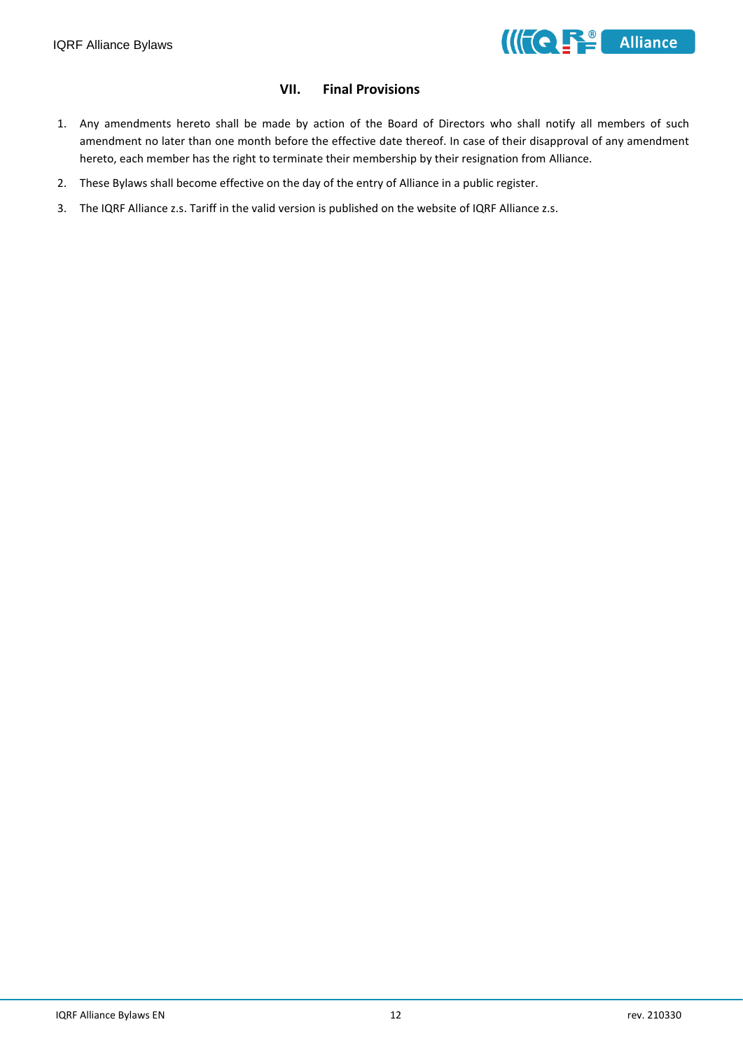## VII. Final Provisions

1. Any amendments hereto shall be made by action of the Board of Directors who shall notify all members of such amendment no later than one month before the effective date thereof. In case of their disapproval of any amendment hereto, each member has the right to terminate their membership by their resignation from Alliance.
2. These Bylaws shall become effective on the day of the entry of Alliance in a public register.
3. The IQRF Alliance z.s. Tariff in the valid version is published on the website of IQRF Alliance z.s.